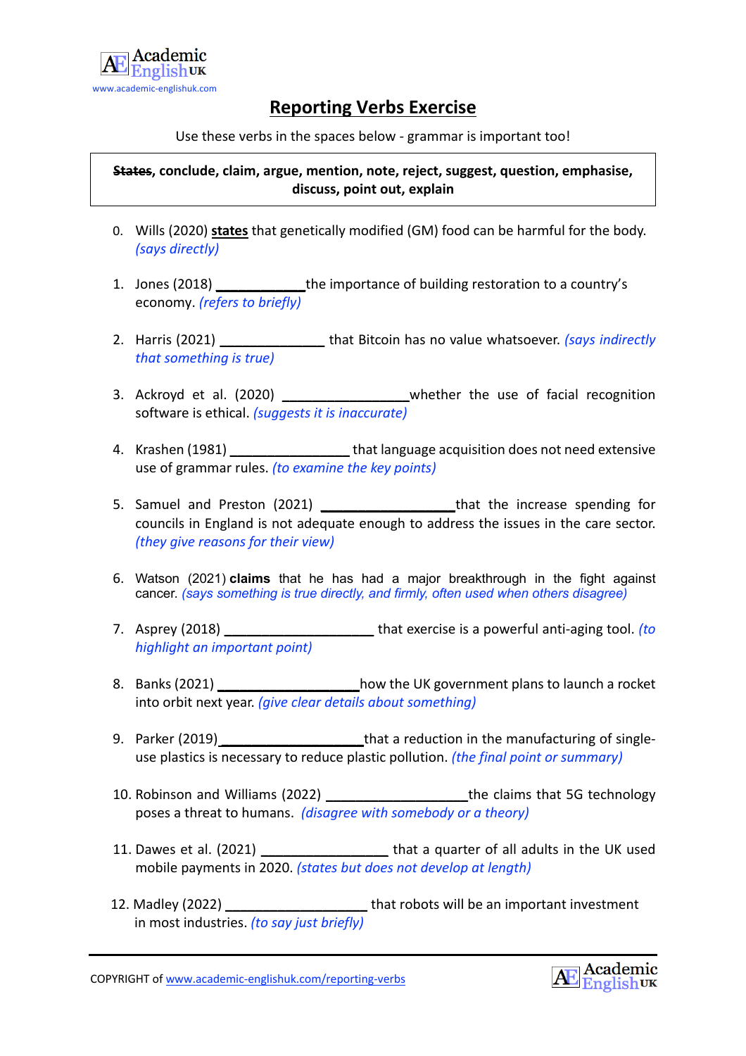Academic English UK
www.academic-englishuk.com

# Reporting Verbs Exercise

Use these verbs in the spaces below - grammar is important too!

**~~States~~, conclude, claim, argue, mention, note, reject, suggest, question, emphasise, discuss, point out, explain**

0. Wills (2020) **states** that genetically modified (GM) food can be harmful for the body. *(says directly)*

1. Jones (2018) ____________the importance of building restoration to a country's economy. *(refers to briefly)*

2. Harris (2021) ______________ that Bitcoin has no value whatsoever. *(says indirectly that something is true)*

3. Ackroyd et al. (2020) _________________whether the use of facial recognition software is ethical. *(suggests it is inaccurate)*

4. Krashen (1981) ________________ that language acquisition does not need extensive use of grammar rules. *(to examine the key points)*

5. Samuel and Preston (2021) __________________that the increase spending for councils in England is not adequate enough to address the issues in the care sector. *(they give reasons for their view)*

6. Watson (2021) **claims** that he has had a major breakthrough in the fight against cancer. *(says something is true directly, and firmly, often used when others disagree)*

7. Asprey (2018) ____________________ that exercise is a powerful anti-aging tool. *(to highlight an important point)*

8. Banks (2021) ___________________how the UK government plans to launch a rocket into orbit next year. *(give clear details about something)*

9. Parker (2019)___________________that a reduction in the manufacturing of single-use plastics is necessary to reduce plastic pollution. *(the final point or summary)*

10. Robinson and Williams (2022) ___________________the claims that 5G technology poses a threat to humans. *(disagree with somebody or a theory)*

11. Dawes et al. (2021) _________________ that a quarter of all adults in the UK used mobile payments in 2020. *(states but does not develop at length)*

12. Madley (2022) ___________________ that robots will be an important investment in most industries. *(to say just briefly)*

COPYRIGHT of www.academic-englishuk.com/reporting-verbs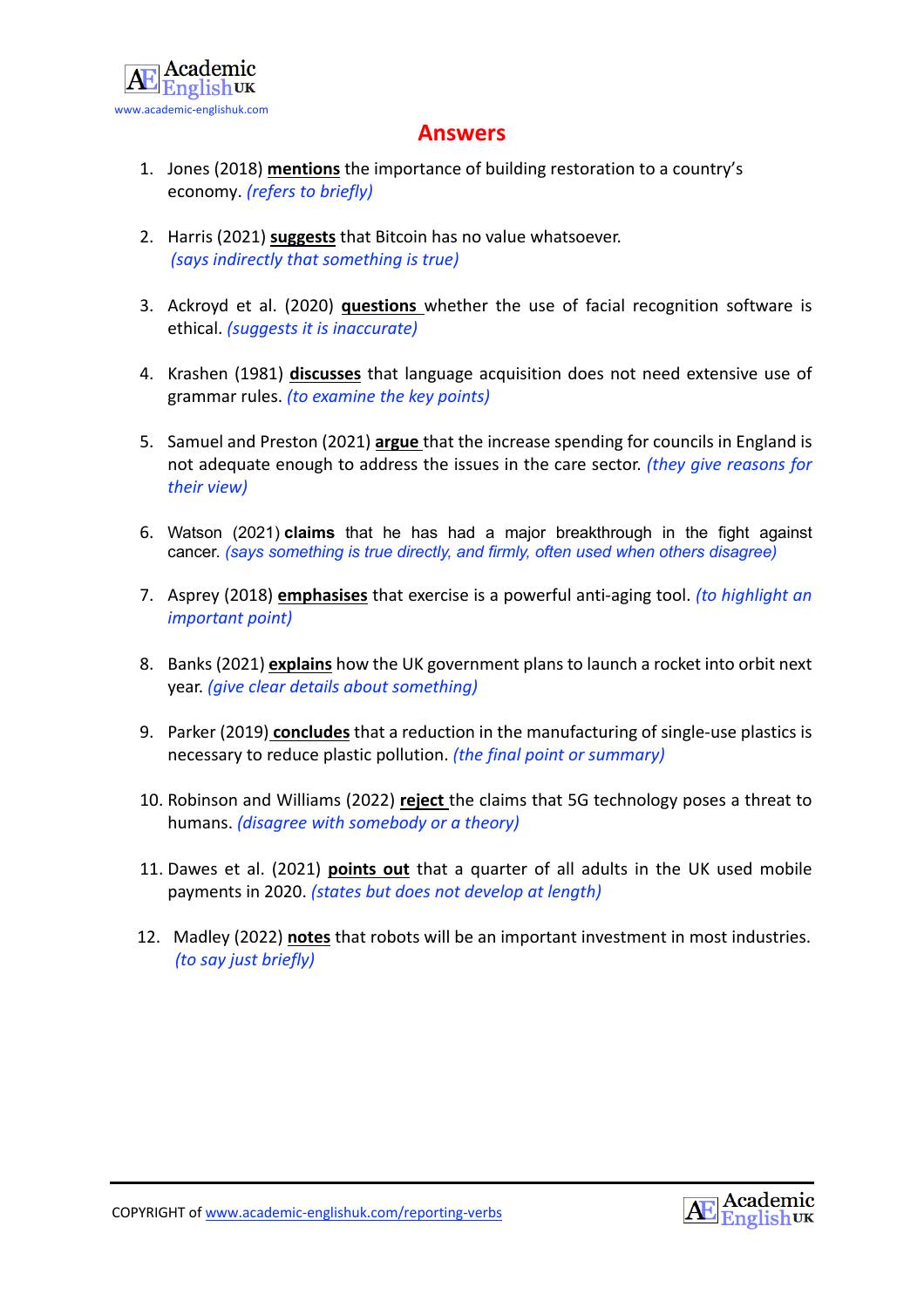# Answers

1. Jones (2018) **mentions** the importance of building restoration to a country's economy. *(refers to briefly)*

2. Harris (2021) **suggests** that Bitcoin has no value whatsoever. *(says indirectly that something is true)*

3. Ackroyd et al. (2020) **questions** whether the use of facial recognition software is ethical. *(suggests it is inaccurate)*

4. Krashen (1981) **discusses** that language acquisition does not need extensive use of grammar rules. *(to examine the key points)*

5. Samuel and Preston (2021) **argue** that the increase spending for councils in England is not adequate enough to address the issues in the care sector. *(they give reasons for their view)*

6. Watson (2021) **claims** that he has had a major breakthrough in the fight against cancer. *(says something is true directly, and firmly, often used when others disagree)*

7. Asprey (2018) **emphasises** that exercise is a powerful anti-aging tool. *(to highlight an important point)*

8. Banks (2021) **explains** how the UK government plans to launch a rocket into orbit next year. *(give clear details about something)*

9. Parker (2019) **concludes** that a reduction in the manufacturing of single-use plastics is necessary to reduce plastic pollution. *(the final point or summary)*

10. Robinson and Williams (2022) **reject** the claims that 5G technology poses a threat to humans. *(disagree with somebody or a theory)*

11. Dawes et al. (2021) **points out** that a quarter of all adults in the UK used mobile payments in 2020. *(states but does not develop at length)*

12. Madley (2022) **notes** that robots will be an important investment in most industries. *(to say just briefly)*

COPYRIGHT of www.academic-englishuk.com/reporting-verbs